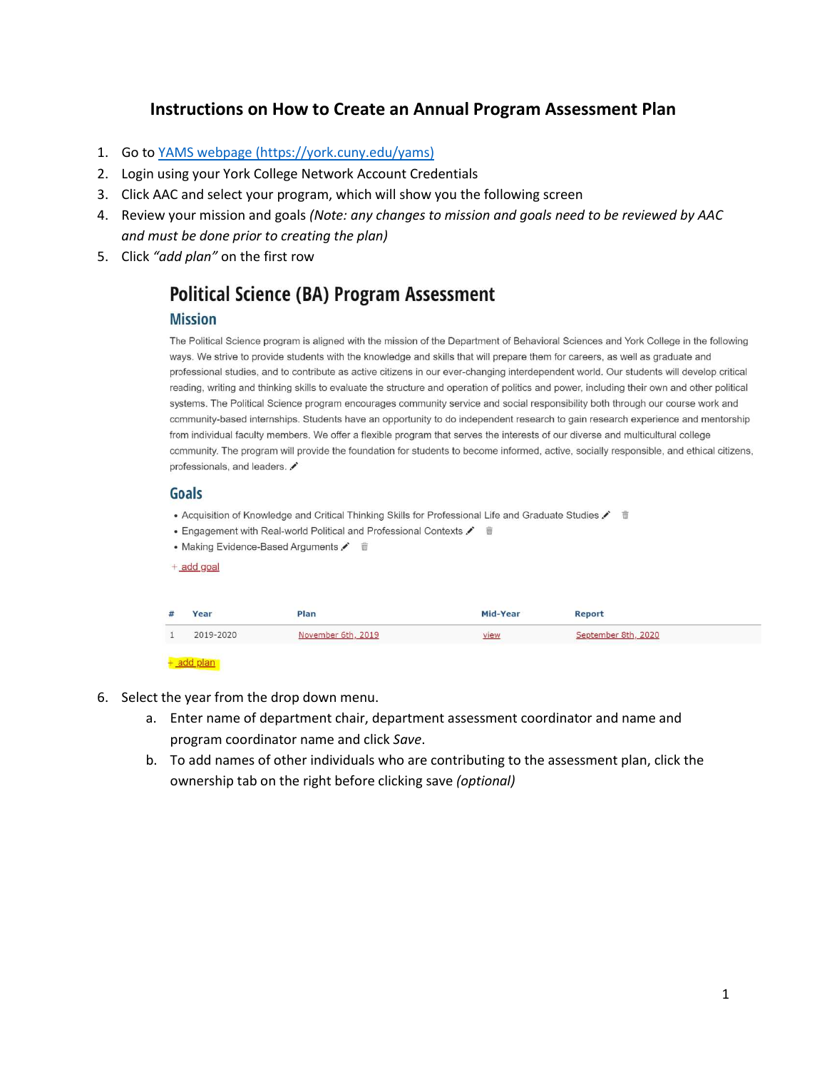# Instructions on How to Create an Annual Program Assessment Plan

1. Go to [YAMS webpage (https://york.cuny.edu/yams)](https://york.cuny.edu/yams)
2. Login using your York College Network Account Credentials
3. Click AAC and select your program, which will show you the following screen
4. Review your mission and goals *(Note: any changes to mission and goals need to be reviewed by AAC and must be done prior to creating the plan)*
5. Click *"add plan"* on the first row

## Political Science (BA) Program Assessment

### Mission

The Political Science program is aligned with the mission of the Department of Behavioral Sciences and York College in the following ways. We strive to provide students with the knowledge and skills that will prepare them for careers, as well as graduate and professional studies, and to contribute as active citizens in our ever-changing interdependent world. Our students will develop critical reading, writing and thinking skills to evaluate the structure and operation of politics and power, including their own and other political systems. The Political Science program encourages community service and social responsibility both through our course work and community-based internships. Students have an opportunity to do independent research to gain research experience and mentorship from individual faculty members. We offer a flexible program that serves the interests of our diverse and multicultural college community. The program will provide the foundation for students to become informed, active, socially responsible, and ethical citizens, professionals, and leaders.

### Goals

- Acquisition of Knowledge and Critical Thinking Skills for Professional Life and Graduate Studies
- Engagement with Real-world Political and Professional Contexts
- Making Evidence-Based Arguments

+ add goal

| # | Year | Plan | Mid-Year | Report |
|---|---|---|---|---|
| 1 | 2019-2020 | November 6th, 2019 | view | September 8th, 2020 |

+ add plan

6. Select the year from the drop down menu.
   a. Enter name of department chair, department assessment coordinator and name and program coordinator name and click *Save*.
   b. To add names of other individuals who are contributing to the assessment plan, click the ownership tab on the right before clicking save *(optional)*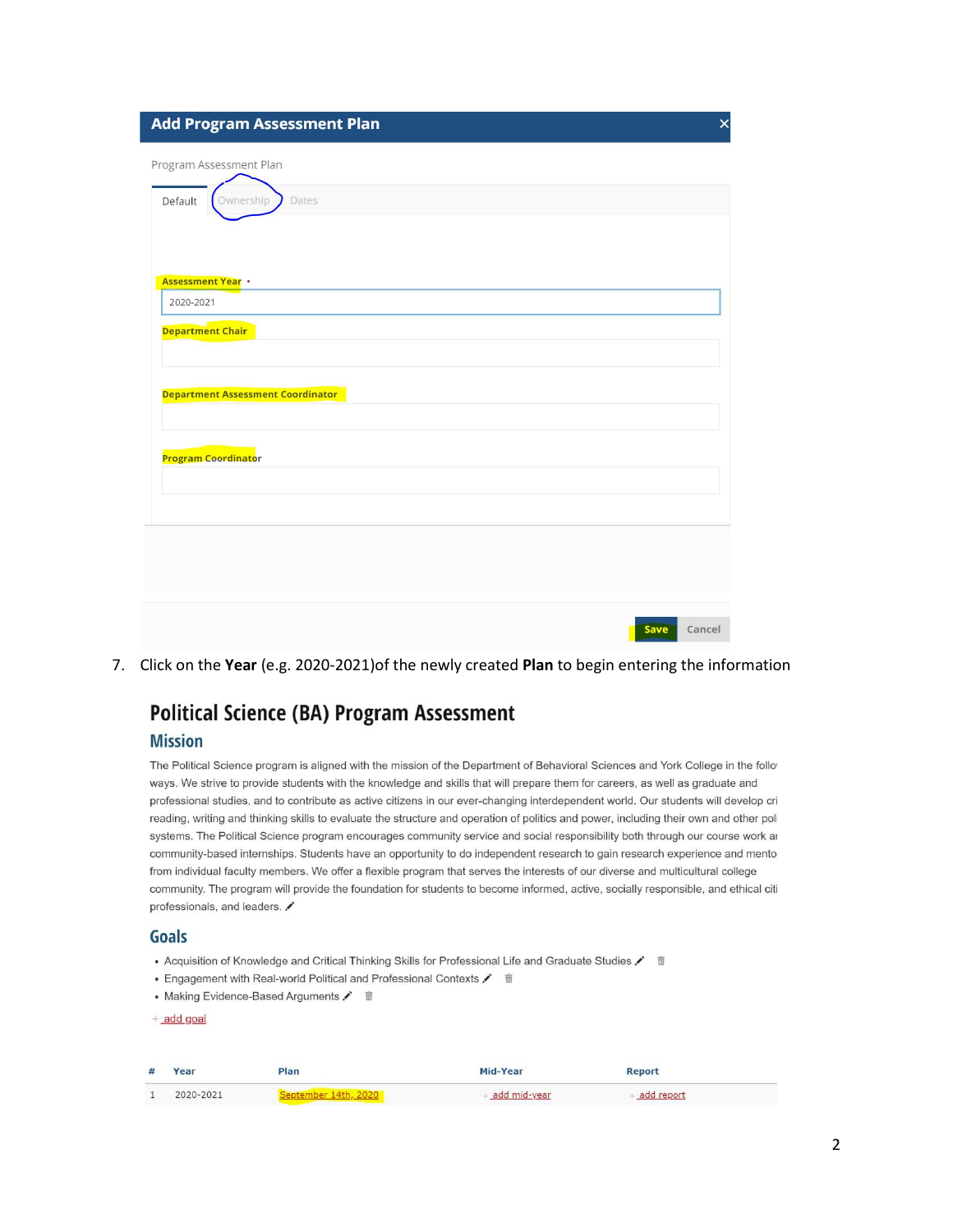**Add Program Assessment Plan**

Program Assessment Plan

Default | Ownership | Dates

**Assessment Year** •

2020-2021

**Department Chair**

**Department Assessment Coordinator**

**Program Coordinator**

Save | Cancel

7. Click on the **Year** (e.g. 2020-2021)of the newly created **Plan** to begin entering the information

# Political Science (BA) Program Assessment

## Mission

The Political Science program is aligned with the mission of the Department of Behavioral Sciences and York College in the follo ways. We strive to provide students with the knowledge and skills that will prepare them for careers, as well as graduate and professional studies, and to contribute as active citizens in our ever-changing interdependent world. Our students will develop cri reading, writing and thinking skills to evaluate the structure and operation of politics and power, including their own and other pol systems. The Political Science program encourages community service and social responsibility both through our course work ai community-based internships. Students have an opportunity to do independent research to gain research experience and mento from individual faculty members. We offer a flexible program that serves the interests of our diverse and multicultural college community. The program will provide the foundation for students to become informed, active, socially responsible, and ethical citi professionals, and leaders.

## Goals

- Acquisition of Knowledge and Critical Thinking Skills for Professional Life and Graduate Studies
- Engagement with Real-world Political and Professional Contexts
- Making Evidence-Based Arguments

+ add goal

| # | Year | Plan | Mid-Year | Report |
|---|---|---|---|---|
| 1 | 2020-2021 | September 14th, 2020 | + add mid-year | + add report |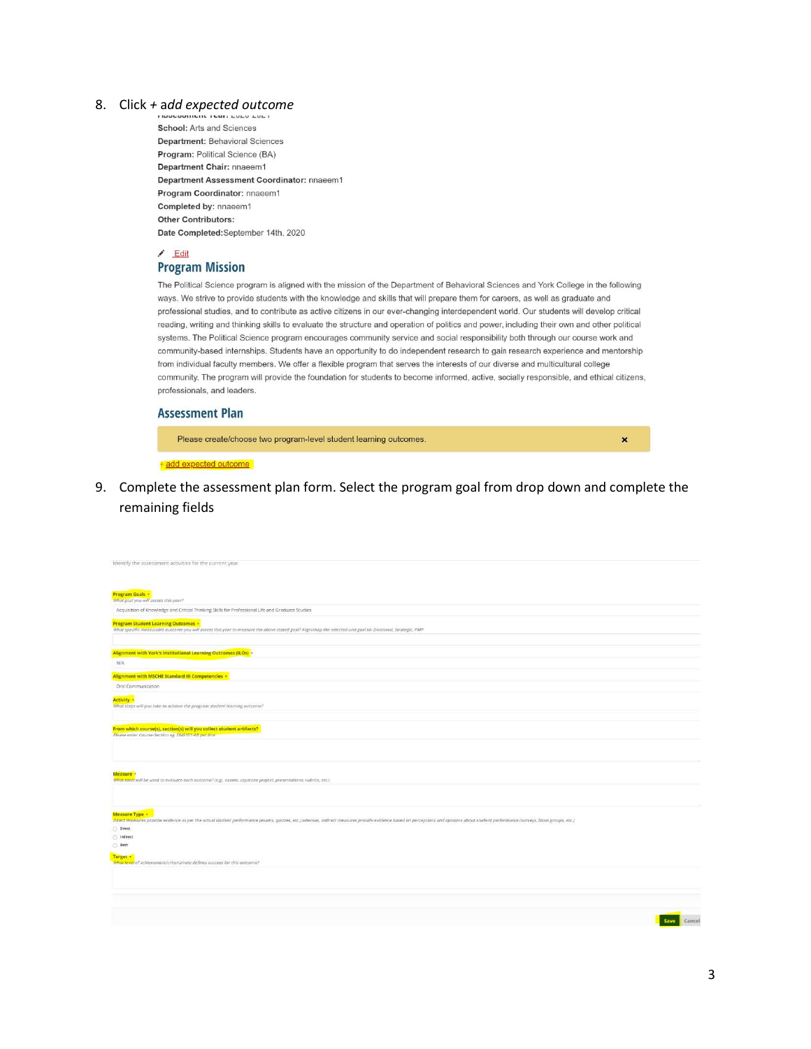8. Click *+ add expected outcome*

Assessment Year: 2020-2021

**School:** Arts and Sciences
**Department:** Behavioral Sciences
**Program:** Political Science (BA)
**Department Chair:** nnaeem1
**Department Assessment Coordinator:** nnaeem1
**Program Coordinator:** nnaeem1
**Completed by:** nnaeem1
**Other Contributors:**
**Date Completed:** September 14th, 2020

Edit

## Program Mission

The Political Science program is aligned with the mission of the Department of Behavioral Sciences and York College in the following ways. We strive to provide students with the knowledge and skills that will prepare them for careers, as well as graduate and professional studies, and to contribute as active citizens in our ever-changing interdependent world. Our students will develop critical reading, writing and thinking skills to evaluate the structure and operation of politics and power, including their own and other political systems. The Political Science program encourages community service and social responsibility both through our course work and community-based internships. Students have an opportunity to do independent research to gain research experience and mentorship from individual faculty members. We offer a flexible program that serves the interests of our diverse and multicultural college community. The program will provide the foundation for students to become informed, active, socially responsible, and ethical citizens, professionals, and leaders.

## Assessment Plan

Please create/choose two program-level student learning outcomes. ×

+ add expected outcome

9. Complete the assessment plan form. Select the program goal from drop down and complete the remaining fields

Identify the assessment activities for the current year.

**Program Goals** *
*What goal you will assess this year?*
Acquisition of Knowledge and Critical Thinking Skills for Professional Life and Graduate Studies

**Program Student Learning Outcomes** *
*What specific measurable outcome you will assess this year to measure the above stated goal? Align/map the selected unit goal to: Divisional, Strategic, PMP*

**Alignment with York's Institutional Learning Outcomes (ILOs)** *
N/A

**Alignment with MSCHE Standard III Competencies** *
Oral Communication

**Activity** *
*What steps will you take to achieve the program student learning outcome?*

**From which course(s), section(s) will you collect student artifacts?**
*Please enter Course-Section eg. ENG101-AB per line*

**Measure** *
*What tools will be used to evaluate each outcome? (e.g., exams, capstone project, presentations, rubrics, etc.)*

**Measure Type** *
*Direct measures provide evidence as per the actual student performance (exams, quizzes, etc.) whereas, indirect measures provide evidence based on perceptions and opinions about student performance (surveys, focus groups, etc.)*
- Direct
- Indirect
- Both

**Target** *
*What level of achievement/criteria/rate defines success for this outcome?*

Save Cancel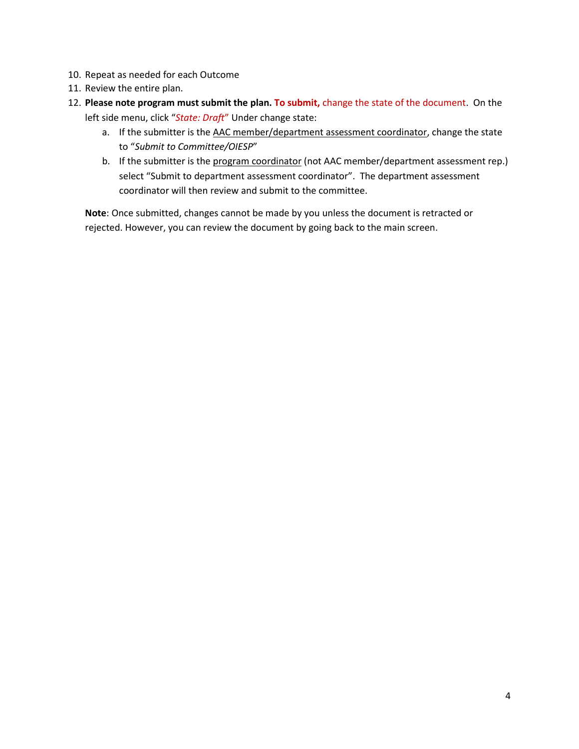10. Repeat as needed for each Outcome
11. Review the entire plan.
12. **Please note program must submit the plan. To submit,** change the state of the document. On the left side menu, click "*State: Draft*" Under change state:
    a. If the submitter is the AAC member/department assessment coordinator, change the state to "*Submit to Committee/OIESP*"
    b. If the submitter is the program coordinator (not AAC member/department assessment rep.) select "Submit to department assessment coordinator". The department assessment coordinator will then review and submit to the committee.

**Note**: Once submitted, changes cannot be made by you unless the document is retracted or rejected. However, you can review the document by going back to the main screen.